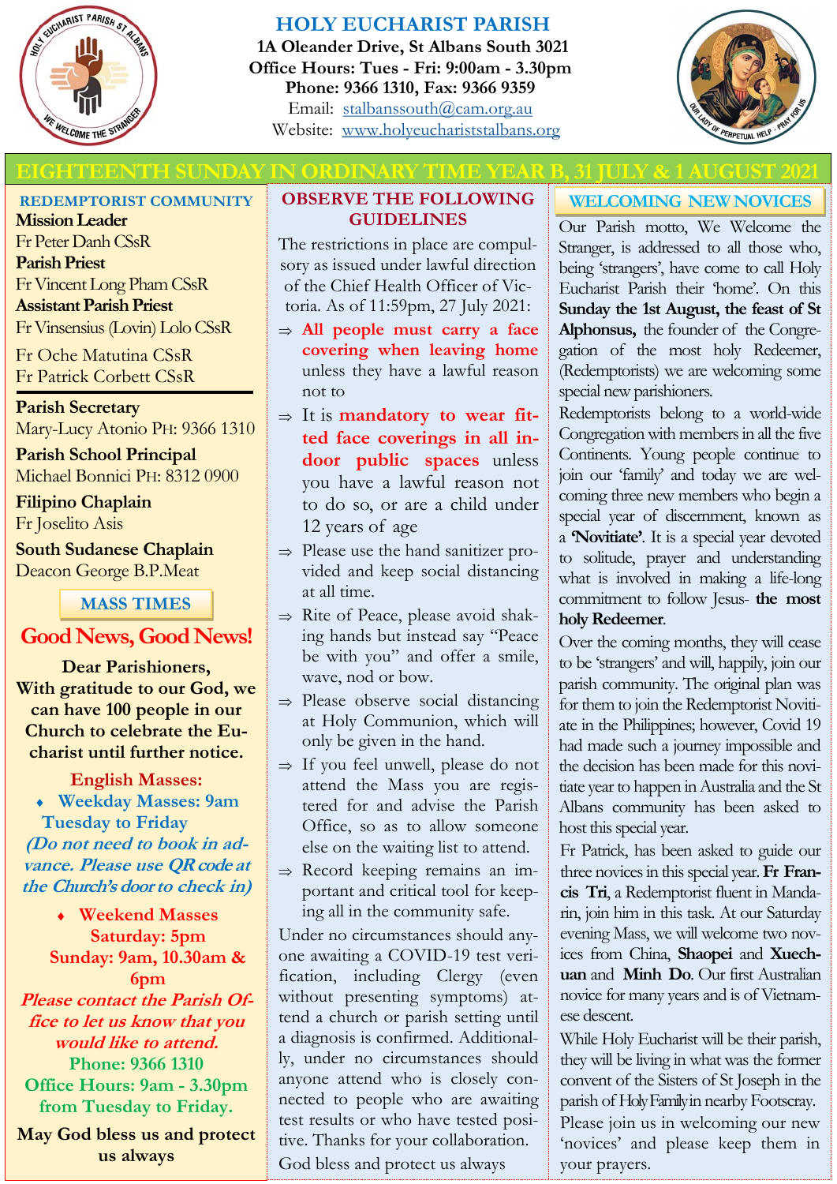# HOLY EUCHARIST PARISH

**1A Oleander Drive, St Albans South 3021**
**Office Hours: Tues - Fri: 9:00am - 3.30pm**
**Phone: 9366 1310, Fax: 9366 9359**
Email: stalbanssouth@cam.org.au
Website: www.holyeuchariststalbans.org

## EIGHTEENTH SUNDAY IN ORDINARY TIME YEAR B, 31 JULY & 1 AUGUST 2021

### REDEMPTORIST COMMUNITY

**Mission Leader**
Fr Peter Danh CSsR
**Parish Priest**
Fr Vincent Long Pham CSsR
**Assistant Parish Priest**
Fr Vinsensius (Lovin) Lolo CSsR

Fr Oche Matutina CSsR
Fr Patrick Corbett CSsR

**Parish Secretary**
Mary-Lucy Atonio PH: 9366 1310

**Parish School Principal**
Michael Bonnici PH: 8312 0900

**Filipino Chaplain**
Fr Joselito Asis

**South Sudanese Chaplain**
Deacon George B.P.Meat

### MASS TIMES

**Good News, Good News!**

**Dear Parishioners,**
**With gratitude to our God, we can have 100 people in our Church to celebrate the Eucharist until further notice.**

**English Masses:**

- **Weekday Masses: 9am Tuesday to Friday**

***(Do not need to book in advance. Please use QR code at the Church's door to check in)***

- **Weekend Masses**
  **Saturday: 5pm**
  **Sunday: 9am, 10.30am & 6pm**

***Please contact the Parish Office to let us know that you would like to attend.***
**Phone: 9366 1310**
**Office Hours: 9am - 3.30pm from Tuesday to Friday.**

**May God bless us and protect us always**

### OBSERVE THE FOLLOWING GUIDELINES

The restrictions in place are compulsory as issued under lawful direction of the Chief Health Officer of Victoria. As of 11:59pm, 27 July 2021:

- **All people must carry a face covering when leaving home** unless they have a lawful reason not to
- It is **mandatory to wear fitted face coverings in all indoor public spaces** unless you have a lawful reason not to do so, or are a child under 12 years of age
- Please use the hand sanitizer provided and keep social distancing at all time.
- Rite of Peace, please avoid shaking hands but instead say "Peace be with you" and offer a smile, wave, nod or bow.
- Please observe social distancing at Holy Communion, which will only be given in the hand.
- If you feel unwell, please do not attend the Mass you are registered for and advise the Parish Office, so as to allow someone else on the waiting list to attend.
- Record keeping remains an important and critical tool for keeping all in the community safe.

Under no circumstances should anyone awaiting a COVID-19 test verification, including Clergy (even without presenting symptoms) attend a church or parish setting until a diagnosis is confirmed. Additionally, under no circumstances should anyone attend who is closely connected to people who are awaiting test results or who have tested positive. Thanks for your collaboration.

God bless and protect us always

### WELCOMING NEW NOVICES

Our Parish motto, We Welcome the Stranger, is addressed to all those who, being 'strangers', have come to call Holy Eucharist Parish their 'home'. On this **Sunday the 1st August, the feast of St Alphonsus,** the founder of the Congregation of the most holy Redeemer, (Redemptorists) we are welcoming some special new parishioners.

Redemptorists belong to a world-wide Congregation with members in all the five Continents. Young people continue to join our 'family' and today we are welcoming three new members who begin a special year of discernment, known as a **'Novitiate'**. It is a special year devoted to solitude, prayer and understanding what is involved in making a life-long commitment to follow Jesus- **the most holy Redeemer**.

Over the coming months, they will cease to be 'strangers' and will, happily, join our parish community. The original plan was for them to join the Redemptorist Novitiate in the Philippines; however, Covid 19 had made such a journey impossible and the decision has been made for this novitiate year to happen in Australia and the St Albans community has been asked to host this special year.

Fr Patrick, has been asked to guide our three novices in this special year. **Fr Francis Tri**, a Redemptorist fluent in Mandarin, join him in this task. At our Saturday evening Mass, we will welcome two novices from China, **Shaopei** and **Xuechuan** and **Minh Do**. Our first Australian novice for many years and is of Vietnamese descent.

While Holy Eucharist will be their parish, they will be living in what was the former convent of the Sisters of St Joseph in the parish of Holy Family in nearby Footscray.

Please join us in welcoming our new 'novices' and please keep them in your prayers.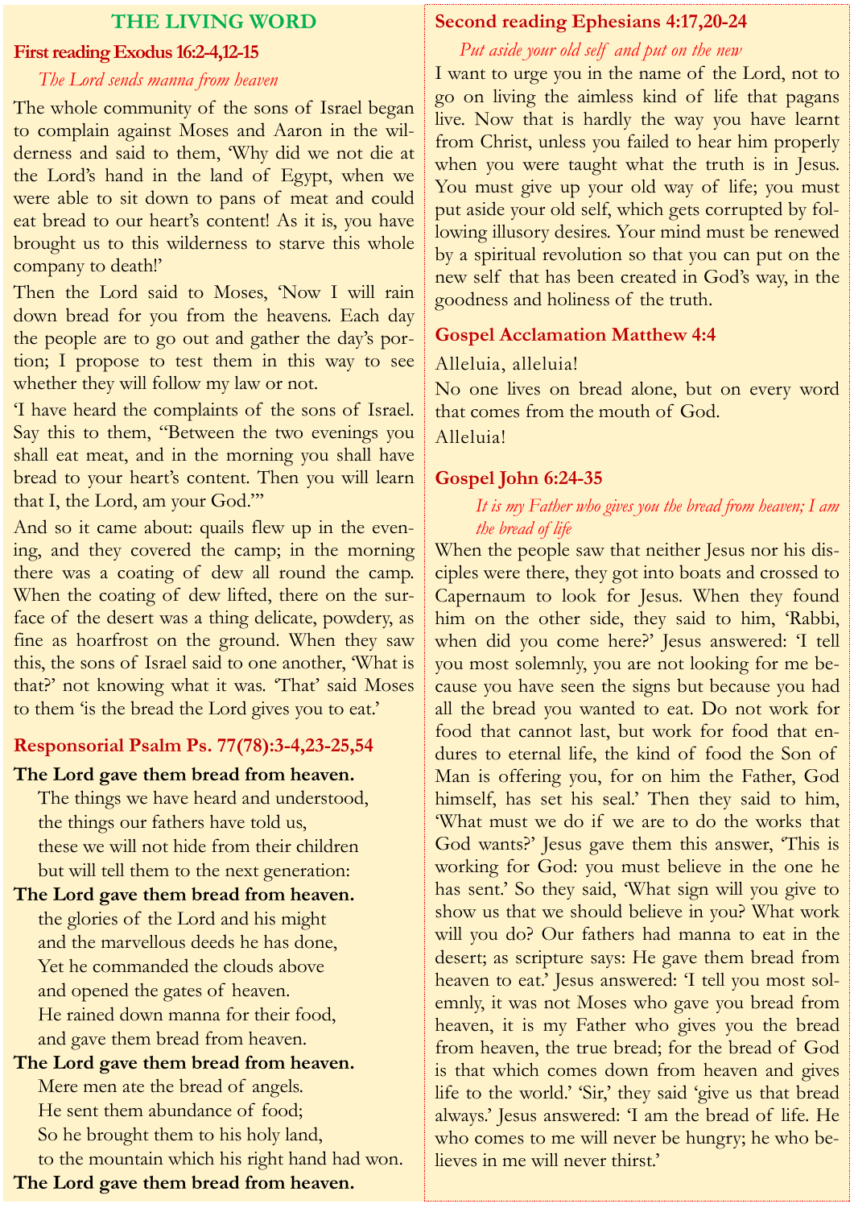# THE LIVING WORD

## First reading Exodus 16:2-4,12-15

*The Lord sends manna from heaven*

The whole community of the sons of Israel began to complain against Moses and Aaron in the wilderness and said to them, 'Why did we not die at the Lord's hand in the land of Egypt, when we were able to sit down to pans of meat and could eat bread to our heart's content! As it is, you have brought us to this wilderness to starve this whole company to death!'

Then the Lord said to Moses, 'Now I will rain down bread for you from the heavens. Each day the people are to go out and gather the day's portion; I propose to test them in this way to see whether they will follow my law or not.

'I have heard the complaints of the sons of Israel. Say this to them, "Between the two evenings you shall eat meat, and in the morning you shall have bread to your heart's content. Then you will learn that I, the Lord, am your God."'

And so it came about: quails flew up in the evening, and they covered the camp; in the morning there was a coating of dew all round the camp. When the coating of dew lifted, there on the surface of the desert was a thing delicate, powdery, as fine as hoarfrost on the ground. When they saw this, the sons of Israel said to one another, 'What is that?' not knowing what it was. 'That' said Moses to them 'is the bread the Lord gives you to eat.'

## Responsorial Psalm Ps. 77(78):3-4,23-25,54

**The Lord gave them bread from heaven.**

The things we have heard and understood,
the things our fathers have told us,
these we will not hide from their children
but will tell them to the next generation:

**The Lord gave them bread from heaven.**

the glories of the Lord and his might
and the marvellous deeds he has done,
Yet he commanded the clouds above
and opened the gates of heaven.
He rained down manna for their food,
and gave them bread from heaven.

**The Lord gave them bread from heaven.**

Mere men ate the bread of angels.
He sent them abundance of food;
So he brought them to his holy land,
to the mountain which his right hand had won.

**The Lord gave them bread from heaven.**

## Second reading Ephesians 4:17,20-24

*Put aside your old self and put on the new*

I want to urge you in the name of the Lord, not to go on living the aimless kind of life that pagans live. Now that is hardly the way you have learnt from Christ, unless you failed to hear him properly when you were taught what the truth is in Jesus. You must give up your old way of life; you must put aside your old self, which gets corrupted by following illusory desires. Your mind must be renewed by a spiritual revolution so that you can put on the new self that has been created in God's way, in the goodness and holiness of the truth.

## Gospel Acclamation Matthew 4:4

Alleluia, alleluia!
No one lives on bread alone, but on every word that comes from the mouth of God.
Alleluia!

## Gospel John 6:24-35

*It is my Father who gives you the bread from heaven; I am the bread of life*

When the people saw that neither Jesus nor his disciples were there, they got into boats and crossed to Capernaum to look for Jesus. When they found him on the other side, they said to him, 'Rabbi, when did you come here?' Jesus answered: 'I tell you most solemnly, you are not looking for me because you have seen the signs but because you had all the bread you wanted to eat. Do not work for food that cannot last, but work for food that endures to eternal life, the kind of food the Son of Man is offering you, for on him the Father, God himself, has set his seal.' Then they said to him, 'What must we do if we are to do the works that God wants?' Jesus gave them this answer, 'This is working for God: you must believe in the one he has sent.' So they said, 'What sign will you give to show us that we should believe in you? What work will you do? Our fathers had manna to eat in the desert; as scripture says: He gave them bread from heaven to eat.' Jesus answered: 'I tell you most solemnly, it was not Moses who gave you bread from heaven, it is my Father who gives you the bread from heaven, the true bread; for the bread of God is that which comes down from heaven and gives life to the world.' 'Sir,' they said 'give us that bread always.' Jesus answered: 'I am the bread of life. He who comes to me will never be hungry; he who believes in me will never thirst.'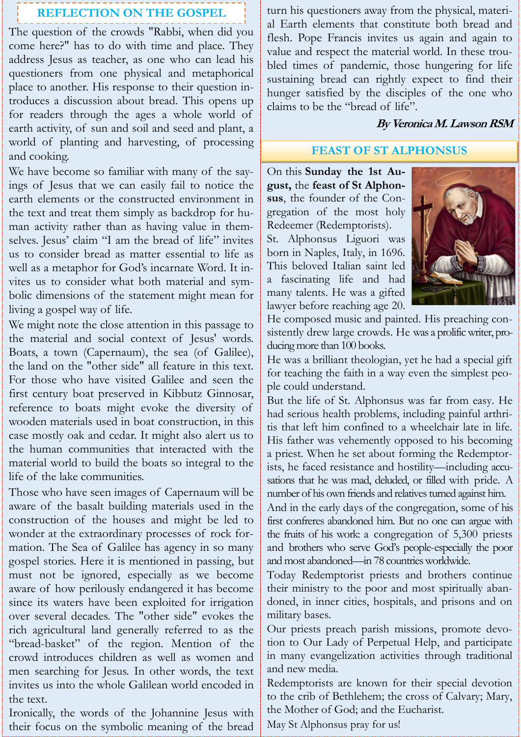## REFLECTION ON THE GOSPEL

The question of the crowds "Rabbi, when did you come here?" has to do with time and place. They address Jesus as teacher, as one who can lead his questioners from one physical and metaphorical place to another. His response to their question introduces a discussion about bread. This opens up for readers through the ages a whole world of earth activity, of sun and soil and seed and plant, a world of planting and harvesting, of processing and cooking.

We have become so familiar with many of the sayings of Jesus that we can easily fail to notice the earth elements or the constructed environment in the text and treat them simply as backdrop for human activity rather than as having value in themselves. Jesus' claim "I am the bread of life" invites us to consider bread as matter essential to life as well as a metaphor for God's incarnate Word. It invites us to consider what both material and symbolic dimensions of the statement might mean for living a gospel way of life.

We might note the close attention in this passage to the material and social context of Jesus' words. Boats, a town (Capernaum), the sea (of Galilee), the land on the "other side" all feature in this text. For those who have visited Galilee and seen the first century boat preserved in Kibbutz Ginnosar, reference to boats might evoke the diversity of wooden materials used in boat construction, in this case mostly oak and cedar. It might also alert us to the human communities that interacted with the material world to build the boats so integral to the life of the lake communities.

Those who have seen images of Capernaum will be aware of the basalt building materials used in the construction of the houses and might be led to wonder at the extraordinary processes of rock formation. The Sea of Galilee has agency in so many gospel stories. Here it is mentioned in passing, but must not be ignored, especially as we become aware of how perilously endangered it has become since its waters have been exploited for irrigation over several decades. The "other side" evokes the rich agricultural land generally referred to as the "bread-basket" of the region. Mention of the crowd introduces children as well as women and men searching for Jesus. In other words, the text invites us into the whole Galilean world encoded in the text.

Ironically, the words of the Johannine Jesus with their focus on the symbolic meaning of the bread turn his questioners away from the physical, material Earth elements that constitute both bread and flesh. Pope Francis invites us again and again to value and respect the material world. In these troubled times of pandemic, those hungering for life sustaining bread can rightly expect to find their hunger satisfied by the disciples of the one who claims to be the "bread of life".

***By Veronica M. Lawson RSM***

## FEAST OF ST ALPHONSUS

On this **Sunday the 1st August,** the **feast of St Alphonsus**, the founder of the Congregation of the most holy Redeemer (Redemptorists).

St. Alphonsus Liguori was born in Naples, Italy, in 1696. This beloved Italian saint led a fascinating life and had many talents. He was a gifted lawyer before reaching age 20. He composed music and painted. His preaching consistently drew large crowds. He was a prolific writer, producing more than 100 books.

He was a brilliant theologian, yet he had a special gift for teaching the faith in a way even the simplest people could understand.

But the life of St. Alphonsus was far from easy. He had serious health problems, including painful arthritis that left him confined to a wheelchair late in life. His father was vehemently opposed to his becoming a priest. When he set about forming the Redemptorists, he faced resistance and hostility—including accusations that he was mad, deluded, or filled with pride. A number of his own friends and relatives turned against him.

And in the early days of the congregation, some of his first confreres abandoned him. But no one can argue with the fruits of his work: a congregation of 5,300 priests and brothers who serve God's people-especially the poor and most abandoned—in 78 countries worldwide.

Today Redemptorist priests and brothers continue their ministry to the poor and most spiritually abandoned, in inner cities, hospitals, and prisons and on military bases.

Our priests preach parish missions, promote devotion to Our Lady of Perpetual Help, and participate in many evangelization activities through traditional and new media.

Redemptorists are known for their special devotion to the crib of Bethlehem; the cross of Calvary; Mary, the Mother of God; and the Eucharist.

May St Alphonsus pray for us!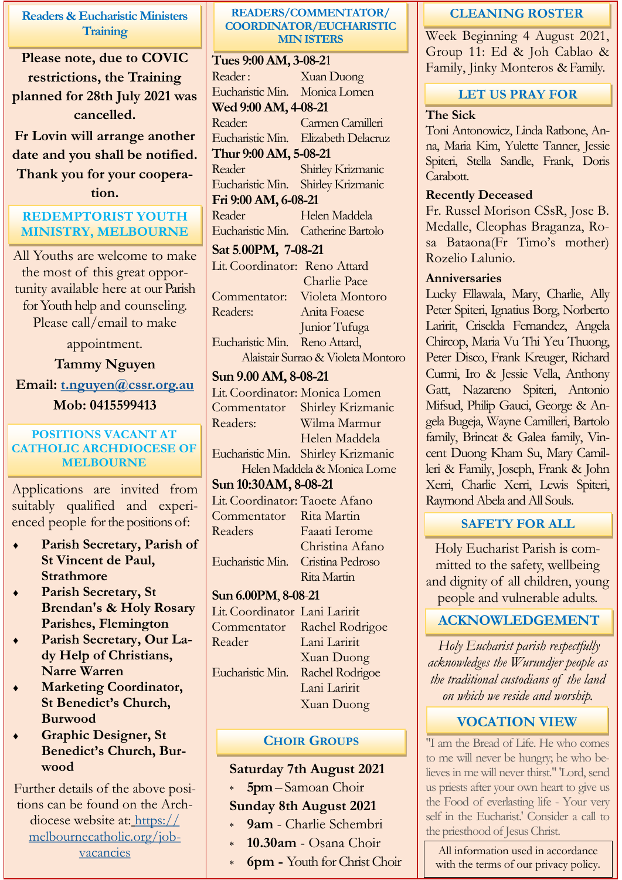## Readers & Eucharistic Ministers Training

**Please note, due to COVIC restrictions, the Training planned for 28th July 2021 was cancelled.**

**Fr Lovin will arrange another date and you shall be notified.**

**Thank you for your cooperation.**

## REDEMPTORIST YOUTH MINISTRY, MELBOURNE

All Youths are welcome to make the most of this great opportunity available here at our Parish for Youth help and counseling. Please call/email to make appointment.

**Tammy Nguyen**

**Email: t.nguyen@cssr.org.au**

**Mob: 0415599413**

## POSITIONS VACANT AT CATHOLIC ARCHDIOCESE OF MELBOURNE

Applications are invited from suitably qualified and experienced people for the positions of:

- **Parish Secretary, Parish of St Vincent de Paul, Strathmore**
- **Parish Secretary, St Brendan's & Holy Rosary Parishes, Flemington**
- **Parish Secretary, Our Lady Help of Christians, Narre Warren**
- **Marketing Coordinator, St Benedict's Church, Burwood**
- **Graphic Designer, St Benedict's Church, Burwood**

Further details of the above positions can be found on the Archdiocese website at: https://melbournecatholic.org/job-vacancies

## READERS/COMMENTATOR/COORDINATOR/EUCHARISTIC MINISTERS

**Tues 9:00 AM, 3-08-21**
Reader : Xuan Duong
Eucharistic Min. Monica Lomen

**Wed 9:00 AM, 4-08-21**
Reader: Carmen Camilleri
Eucharistic Min. Elizabeth Delacruz

**Thur 9:00 AM, 5-08-21**
Reader Shirley Krizmanic
Eucharistic Min. Shirley Krizmanic

**Fri 9:00 AM, 6-08-21**
Reader Helen Maddela
Eucharistic Min. Catherine Bartolo

**Sat 5.00PM, 7-08-21**
Lit. Coordinator: Reno Attard, Charlie Pace
Commentator: Violeta Montoro
Readers: Anita Foaese, Junior Tufuga
Eucharistic Min. Reno Attard, Alaistair Surrao & Violeta Montoro

**Sun 9.00 AM, 8-08-21**
Lit. Coordinator: Monica Lomen
Commentator Shirley Krizmanic
Readers: Wilma Marmur, Helen Maddela
Eucharistic Min. Shirley Krizmanic, Helen Maddela & Monica Lome

**Sun 10:30AM, 8-08-21**
Lit. Coordinator: Taoete Afano
Commentator Rita Martin
Readers Faaati Ierome, Christina Afano
Eucharistic Min. Cristina Pedroso, Rita Martin

**Sun 6.00PM, 8-08-21**
Lit. Coordinator Lani Laririt
Commentator Rachel Rodrigoe
Reader Lani Laririt, Xuan Duong
Eucharistic Min. Rachel Rodrigoe, Lani Laririt, Xuan Duong

## Choir Groups

**Saturday 7th August 2021**
- **5pm** – Samoan Choir

**Sunday 8th August 2021**
- **9am** - Charlie Schembri
- **10.30am** - Osana Choir
- **6pm -** Youth for Christ Choir

## CLEANING ROSTER

Week Beginning 4 August 2021, Group 11: Ed & Joh Cablao & Family, Jinky Monteros & Family.

## LET US PRAY FOR

**The Sick**
Toni Antonowicz, Linda Ratbone, Anna, Maria Kim, Yulette Tanner, Jessie Spiteri, Stella Sandle, Frank, Doris Carabott.

**Recently Deceased**
Fr. Russel Morison CSsR, Jose B. Medalle, Cleophas Braganza, Rosa Bataona(Fr Timo's mother) Rozelio Lalunio.

**Anniversaries**
Lucky Ellawala, Mary, Charlie, Ally Peter Spiteri, Ignatius Borg, Norberto Laririt, Criselda Fernandez, Angela Chircop, Maria Vu Thi Yeu Thuong, Peter Disco, Frank Kreuger, Richard Curmi, Iro & Jessie Vella, Anthony Gatt, Nazareno Spiteri, Antonio Mifsud, Philip Gauci, George & Angela Bugeja, Wayne Camilleri, Bartolo family, Brincat & Galea family, Vincent Duong Kham Su, Mary Camilleri & Family, Joseph, Frank & John Xerri, Charlie Xerri, Lewis Spiteri, Raymond Abela and All Souls.

## SAFETY FOR ALL

Holy Eucharist Parish is committed to the safety, wellbeing and dignity of all children, young people and vulnerable adults.

## ACKNOWLEDGEMENT

*Holy Eucharist parish respectfully acknowledges the Wurundjer people as the traditional custodians of the land on which we reside and worship.*

## VOCATION VIEW

"I am the Bread of Life. He who comes to me will never be hungry; he who believes in me will never thirst." 'Lord, send us priests after your own heart to give us the Food of everlasting life - Your very self in the Eucharist.' Consider a call to the priesthood of Jesus Christ.

All information used in accordance with the terms of our privacy policy.